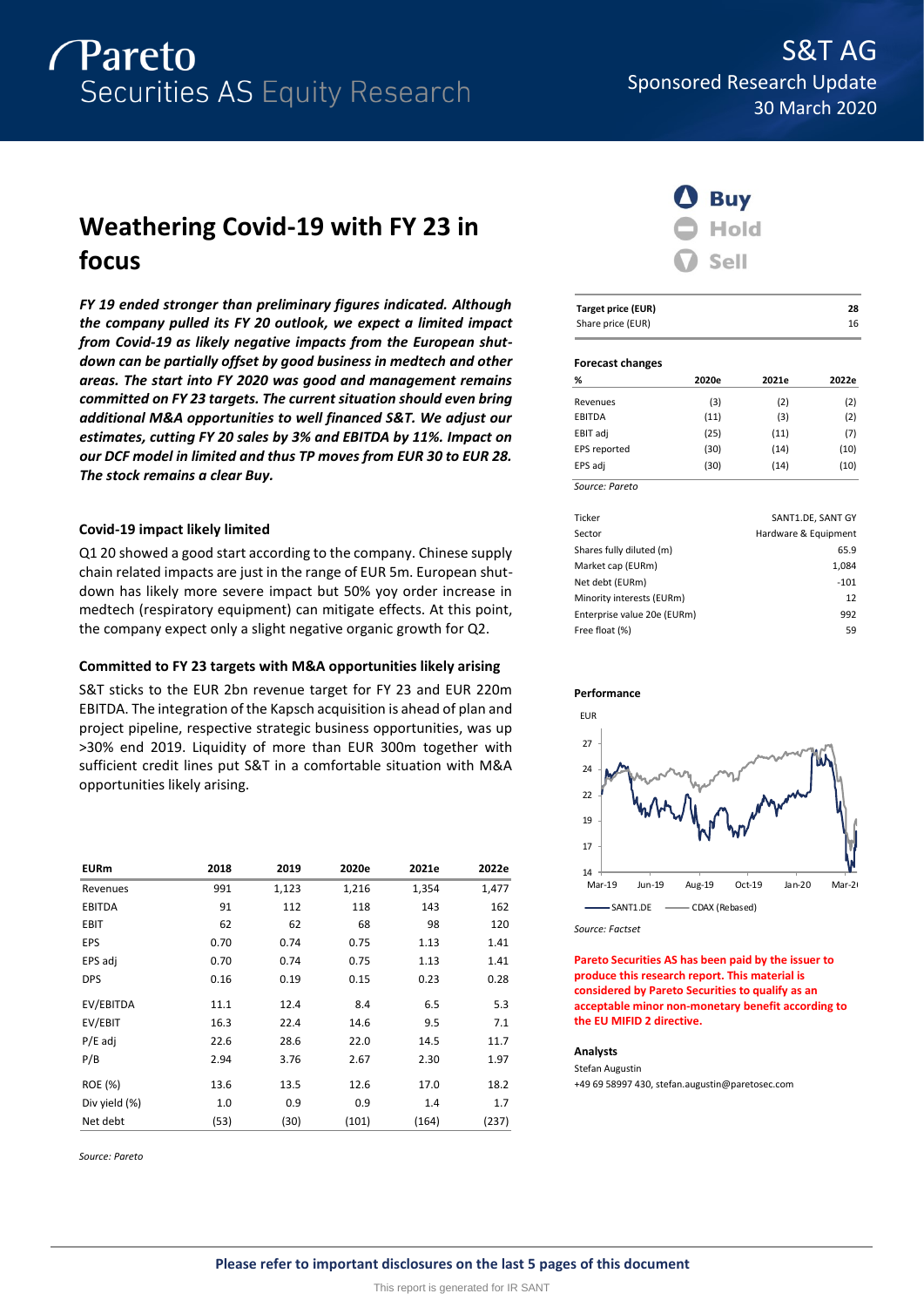Pareto Securities AS Equity Research

S&T AG
Sponsored Research Update
30 March 2020

# Weathering Covid-19 with FY 23 in focus

***FY 19 ended stronger than preliminary figures indicated. Although the company pulled its FY 20 outlook, we expect a limited impact from Covid-19 as likely negative impacts from the European shut-down can be partially offset by good business in medtech and other areas. The start into FY 2020 was good and management remains committed on FY 23 targets. The current situation should even bring additional M&A opportunities to well financed S&T. We adjust our estimates, cutting FY 20 sales by 3% and EBITDA by 11%. Impact on our DCF model in limited and thus TP moves from EUR 30 to EUR 28. The stock remains a clear Buy.***

### Covid-19 impact likely limited

Q1 20 showed a good start according to the company. Chinese supply chain related impacts are just in the range of EUR 5m. European shut-down has likely more severe impact but 50% yoy order increase in medtech (respiratory equipment) can mitigate effects. At this point, the company expect only a slight negative organic growth for Q2.

### Committed to FY 23 targets with M&A opportunities likely arising

S&T sticks to the EUR 2bn revenue target for FY 23 and EUR 220m EBITDA. The integration of the Kapsch acquisition is ahead of plan and project pipeline, respective strategic business opportunities, was up >30% end 2019. Liquidity of more than EUR 300m together with sufficient credit lines put S&T in a comfortable situation with M&A opportunities likely arising.

| EURm | 2018 | 2019 | 2020e | 2021e | 2022e |
|---|---|---|---|---|---|
| Revenues | 991 | 1,123 | 1,216 | 1,354 | 1,477 |
| EBITDA | 91 | 112 | 118 | 143 | 162 |
| EBIT | 62 | 62 | 68 | 98 | 120 |
| EPS | 0.70 | 0.74 | 0.75 | 1.13 | 1.41 |
| EPS adj | 0.70 | 0.74 | 0.75 | 1.13 | 1.41 |
| DPS | 0.16 | 0.19 | 0.15 | 0.23 | 0.28 |
| EV/EBITDA | 11.1 | 12.4 | 8.4 | 6.5 | 5.3 |
| EV/EBIT | 16.3 | 22.4 | 14.6 | 9.5 | 7.1 |
| P/E adj | 22.6 | 28.6 | 22.0 | 14.5 | 11.7 |
| P/B | 2.94 | 3.76 | 2.67 | 2.30 | 1.97 |
| ROE (%) | 13.6 | 13.5 | 12.6 | 17.0 | 18.2 |
| Div yield (%) | 1.0 | 0.9 | 0.9 | 1.4 | 1.7 |
| Net debt | (53) | (30) | (101) | (164) | (237) |

*Source: Pareto*

**Buy** | Hold | Sell

| Target price (EUR) | 28 |
|---|---|
| Share price (EUR) | 16 |

**Forecast changes**

| % | 2020e | 2021e | 2022e |
|---|---|---|---|
| Revenues | (3) | (2) | (2) |
| EBITDA | (11) | (3) | (2) |
| EBIT adj | (25) | (11) | (7) |
| EPS reported | (30) | (14) | (10) |
| EPS adj | (30) | (14) | (10) |

*Source: Pareto*

| | |
|---|---|
| Ticker | SANT1.DE, SANT GY |
| Sector | Hardware & Equipment |
| Shares fully diluted (m) | 65.9 |
| Market cap (EURm) | 1,084 |
| Net debt (EURm) | -101 |
| Minority interests (EURm) | 12 |
| Enterprise value 20e (EURm) | 992 |
| Free float (%) | 59 |

**Performance**

*Source: Factset*

**Pareto Securities AS has been paid by the issuer to produce this research report. This material is considered by Pareto Securities to qualify as an acceptable minor non-monetary benefit according to the EU MIFID 2 directive.**

**Analysts**

Stefan Augustin
+49 69 58997 430, stefan.augustin@paretosec.com

**Please refer to important disclosures on the last 5 pages of this document**

This report is generated for IR SANT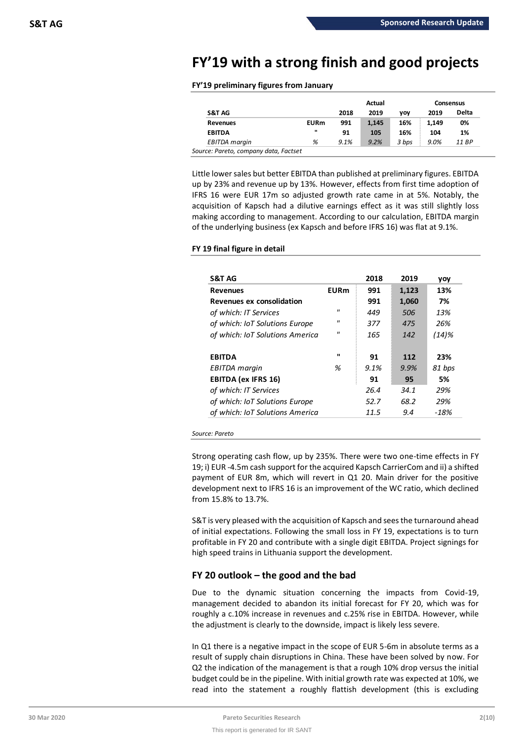# FY'19 with a strong finish and good projects

**FY'19 preliminary figures from January**

| | | | Actual | | Consensus | |
|---|---|---|---|---|---|---|
| **S&T AG** | | **2018** | **2019** | **yoy** | **2019** | **Delta** |
| **Revenues** | **EURm** | **991** | **1,145** | **16%** | **1,149** | **0%** |
| **EBITDA** | **"** | **91** | **105** | **16%** | **104** | **1%** |
| *EBITDA margin* | *%* | *9.1%* | *9.2%* | *3 bps* | *9.0%* | *11 BP* |

*Source: Pareto, company data, Factset*

Little lower sales but better EBITDA than published at preliminary figures. EBITDA up by 23% and revenue up by 13%. However, effects from first time adoption of IFRS 16 were EUR 17m so adjusted growth rate came in at 5%. Notably, the acquisition of Kapsch had a dilutive earnings effect as it was still slightly loss making according to management. According to our calculation, EBITDA margin of the underlying business (ex Kapsch and before IFRS 16) was flat at 9.1%.

**FY 19 final figure in detail**

| **S&T AG** | | **2018** | **2019** | **yoy** |
|---|---|---|---|---|
| **Revenues** | **EURm** | **991** | **1,123** | **13%** |
| **Revenues ex consolidation** | | **991** | **1,060** | **7%** |
| *of which: IT Services* | *"* | *449* | *506* | *13%* |
| *of which: IoT Solutions Europe* | *"* | *377* | *475* | *26%* |
| *of which: IoT Solutions America* | *"* | *165* | *142* | *(14)%* |
| | | | | |
| **EBITDA** | **"** | **91** | **112** | **23%** |
| *EBITDA margin* | *%* | *9.1%* | *9.9%* | *81 bps* |
| **EBITDA (ex IFRS 16)** | | **91** | **95** | **5%** |
| *of which: IT Services* | | *26.4* | *34.1* | *29%* |
| *of which: IoT Solutions Europe* | | *52.7* | *68.2* | *29%* |
| *of which: IoT Solutions America* | | *11.5* | *9.4* | *-18%* |

*Source: Pareto*

Strong operating cash flow, up by 235%. There were two one-time effects in FY 19; i) EUR -4.5m cash support for the acquired Kapsch CarrierCom and ii) a shifted payment of EUR 8m, which will revert in Q1 20. Main driver for the positive development next to IFRS 16 is an improvement of the WC ratio, which declined from 15.8% to 13.7%.

S&T is very pleased with the acquisition of Kapsch and sees the turnaround ahead of initial expectations. Following the small loss in FY 19, expectations is to turn profitable in FY 20 and contribute with a single digit EBITDA. Project signings for high speed trains in Lithuania support the development.

## FY 20 outlook – the good and the bad

Due to the dynamic situation concerning the impacts from Covid-19, management decided to abandon its initial forecast for FY 20, which was for roughly a c.10% increase in revenues and c.25% rise in EBITDA. However, while the adjustment is clearly to the downside, impact is likely less severe.

In Q1 there is a negative impact in the scope of EUR 5-6m in absolute terms as a result of supply chain disruptions in China. These have been solved by now. For Q2 the indication of the management is that a rough 10% drop versus the initial budget could be in the pipeline. With initial growth rate was expected at 10%, we read into the statement a roughly flattish development (this is excluding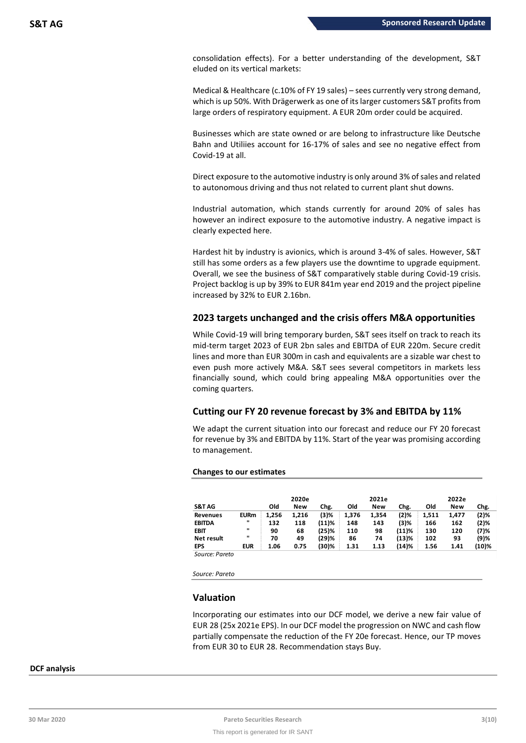consolidation effects). For a better understanding of the development, S&T eluded on its vertical markets:

Medical & Healthcare (c.10% of FY 19 sales) – sees currently very strong demand, which is up 50%. With Drägerwerk as one of its larger customers S&T profits from large orders of respiratory equipment. A EUR 20m order could be acquired.

Businesses which are state owned or are belong to infrastructure like Deutsche Bahn and Utiliies account for 16-17% of sales and see no negative effect from Covid-19 at all.

Direct exposure to the automotive industry is only around 3% of sales and related to autonomous driving and thus not related to current plant shut downs.

Industrial automation, which stands currently for around 20% of sales has however an indirect exposure to the automotive industry. A negative impact is clearly expected here.

Hardest hit by industry is avionics, which is around 3-4% of sales. However, S&T still has some orders as a few players use the downtime to upgrade equipment. Overall, we see the business of S&T comparatively stable during Covid-19 crisis. Project backlog is up by 39% to EUR 841m year end 2019 and the project pipeline increased by 32% to EUR 2.16bn.

## 2023 targets unchanged and the crisis offers M&A opportunities

While Covid-19 will bring temporary burden, S&T sees itself on track to reach its mid-term target 2023 of EUR 2bn sales and EBITDA of EUR 220m. Secure credit lines and more than EUR 300m in cash and equivalents are a sizable war chest to even push more actively M&A. S&T sees several competitors in markets less financially sound, which could bring appealing M&A opportunities over the coming quarters.

## Cutting our FY 20 revenue forecast by 3% and EBITDA by 11%

We adapt the current situation into our forecast and reduce our FY 20 forecast for revenue by 3% and EBITDA by 11%. Start of the year was promising according to management.

**Changes to our estimates**

| S&T AG | | 2020e | | | 2021e | | | 2022e | | |
|---|---|---|---|---|---|---|---|---|---|---|
| | | Old | New | Chg. | Old | New | Chg. | Old | New | Chg. |
| **Revenues** | **EURm** | 1,256 | 1,216 | (3)% | 1,376 | 1,354 | (2)% | 1,511 | 1,477 | (2)% |
| **EBITDA** | " | 132 | 118 | (11)% | 148 | 143 | (3)% | 166 | 162 | (2)% |
| **EBIT** | " | 90 | 68 | (25)% | 110 | 98 | (11)% | 130 | 120 | (7)% |
| **Net result** | " | 70 | 49 | (29)% | 86 | 74 | (13)% | 102 | 93 | (9)% |
| **EPS** | **EUR** | 1.06 | 0.75 | (30)% | 1.31 | 1.13 | (14)% | 1.56 | 1.41 | (10)% |

*Source: Pareto*

*Source: Pareto*

## Valuation

Incorporating our estimates into our DCF model, we derive a new fair value of EUR 28 (25x 2021e EPS). In our DCF model the progression on NWC and cash flow partially compensate the reduction of the FY 20e forecast. Hence, our TP moves from EUR 30 to EUR 28. Recommendation stays Buy.

**DCF analysis**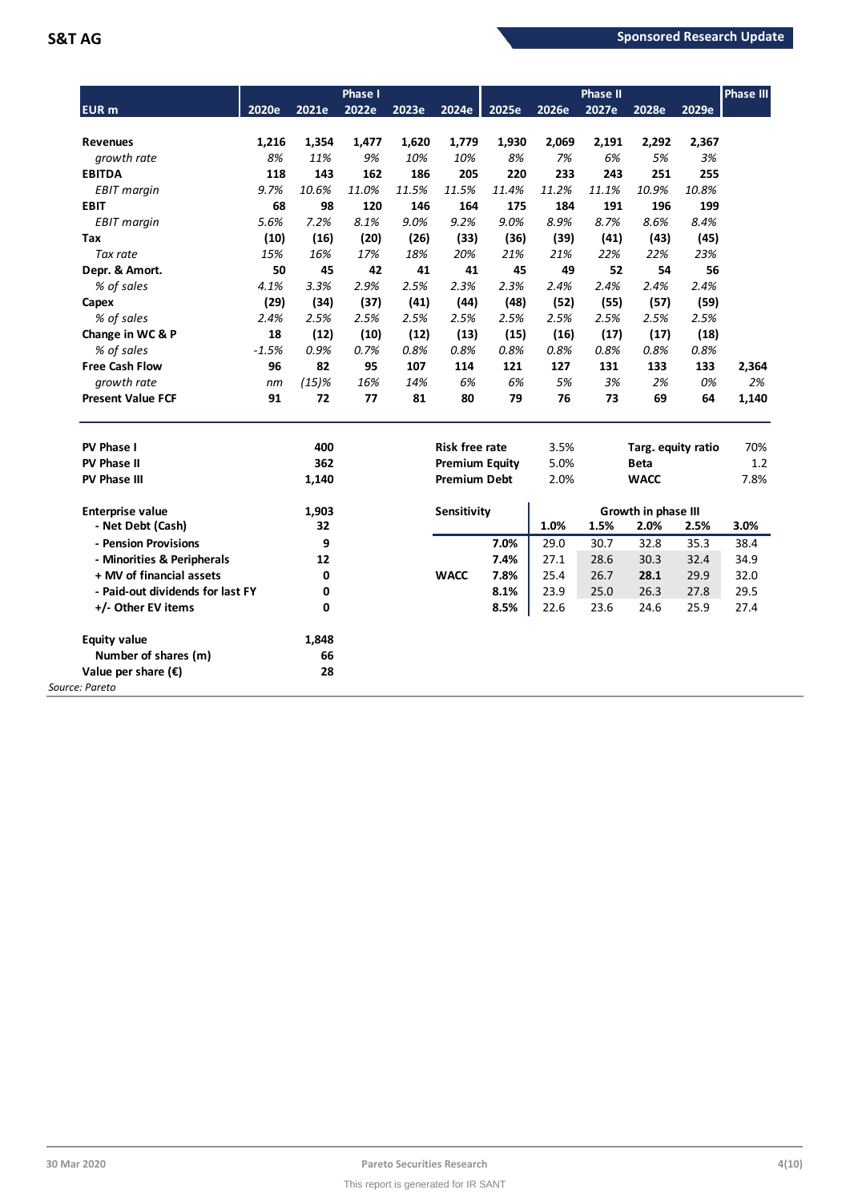| EUR m | 2020e | 2021e | 2022e | 2023e | 2024e | 2025e | 2026e | 2027e | 2028e | 2029e | |
|---|---|---|---|---|---|---|---|---|---|---|---|
| | | | Phase I | | | | | Phase II | | | Phase III |
| **Revenues** | 1,216 | 1,354 | 1,477 | 1,620 | 1,779 | 1,930 | 2,069 | 2,191 | 2,292 | 2,367 | |
| *growth rate* | 8% | 11% | 9% | 10% | 10% | 8% | 7% | 6% | 5% | 3% | |
| **EBITDA** | 118 | 143 | 162 | 186 | 205 | 220 | 233 | 243 | 251 | 255 | |
| *EBIT margin* | 9.7% | 10.6% | 11.0% | 11.5% | 11.5% | 11.4% | 11.2% | 11.1% | 10.9% | 10.8% | |
| **EBIT** | 68 | 98 | 120 | 146 | 164 | 175 | 184 | 191 | 196 | 199 | |
| *EBIT margin* | 5.6% | 7.2% | 8.1% | 9.0% | 9.2% | 9.0% | 8.9% | 8.7% | 8.6% | 8.4% | |
| **Tax** | (10) | (16) | (20) | (26) | (33) | (36) | (39) | (41) | (43) | (45) | |
| *Tax rate* | 15% | 16% | 17% | 18% | 20% | 21% | 21% | 22% | 22% | 23% | |
| **Depr. & Amort.** | 50 | 45 | 42 | 41 | 41 | 45 | 49 | 52 | 54 | 56 | |
| *% of sales* | 4.1% | 3.3% | 2.9% | 2.5% | 2.3% | 2.3% | 2.4% | 2.4% | 2.4% | 2.4% | |
| **Capex** | (29) | (34) | (37) | (41) | (44) | (48) | (52) | (55) | (57) | (59) | |
| *% of sales* | 2.4% | 2.5% | 2.5% | 2.5% | 2.5% | 2.5% | 2.5% | 2.5% | 2.5% | 2.5% | |
| **Change in WC & P** | 18 | (12) | (10) | (12) | (13) | (15) | (16) | (17) | (17) | (18) | |
| *% of sales* | -1.5% | 0.9% | 0.7% | 0.8% | 0.8% | 0.8% | 0.8% | 0.8% | 0.8% | 0.8% | |
| **Free Cash Flow** | 96 | 82 | 95 | 107 | 114 | 121 | 127 | 131 | 133 | 133 | 2,364 |
| *growth rate* | nm | (15)% | 16% | 14% | 6% | 6% | 5% | 3% | 2% | 0% | 2% |
| **Present Value FCF** | 91 | 72 | 77 | 81 | 80 | 79 | 76 | 73 | 69 | 64 | 1,140 |

| | |
|---|---|
| **PV Phase I** | 400 |
| **PV Phase II** | 362 |
| **PV Phase III** | 1,140 |
| **Enterprise value** | 1,903 |
| - Net Debt (Cash) | 32 |
| - Pension Provisions | 9 |
| - Minorities & Peripherals | 12 |
| + MV of financial assets | 0 |
| - Paid-out dividends for last FY | 0 |
| +/- Other EV items | 0 |
| **Equity value** | 1,848 |
| Number of shares (m) | 66 |
| **Value per share (€)** | 28 |

| | | | |
|---|---|---|---|
| **Risk free rate** | 3.5% | **Targ. equity ratio** | 70% |
| **Premium Equity** | 5.0% | **Beta** | 1.2 |
| **Premium Debt** | 2.0% | **WACC** | 7.8% |

| Sensitivity | | Growth in phase III | | | | |
|---|---|---|---|---|---|---|
| | | 1.0% | 1.5% | 2.0% | 2.5% | 3.0% |
| | 7.0% | 29.0 | 30.7 | 32.8 | 35.3 | 38.4 |
| | 7.4% | 27.1 | 28.6 | 30.3 | 32.4 | 34.9 |
| WACC | 7.8% | 25.4 | 26.7 | **28.1** | 29.9 | 32.0 |
| | 8.1% | 23.9 | 25.0 | 26.3 | 27.8 | 29.5 |
| | 8.5% | 22.6 | 23.6 | 24.6 | 25.9 | 27.4 |

*Source: Pareto*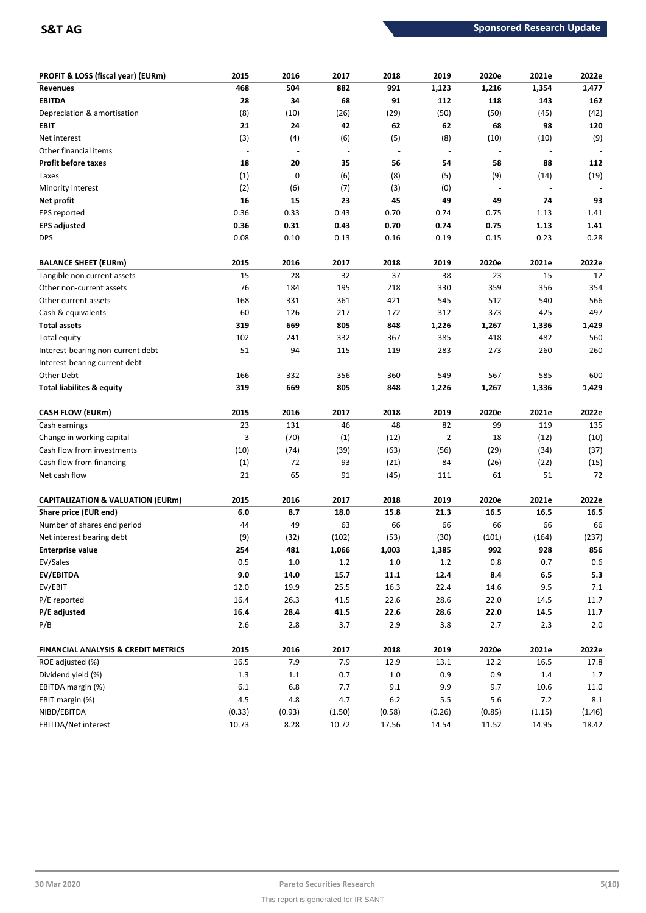| PROFIT & LOSS (fiscal year) (EURm) | 2015 | 2016 | 2017 | 2018 | 2019 | 2020e | 2021e | 2022e |
|---|---|---|---|---|---|---|---|---|
| **Revenues** | **468** | **504** | **882** | **991** | **1,123** | **1,216** | **1,354** | **1,477** |
| **EBITDA** | **28** | **34** | **68** | **91** | **112** | **118** | **143** | **162** |
| Depreciation & amortisation | (8) | (10) | (26) | (29) | (50) | (50) | (45) | (42) |
| **EBIT** | **21** | **24** | **42** | **62** | **62** | **68** | **98** | **120** |
| Net interest | (3) | (4) | (6) | (5) | (8) | (10) | (10) | (9) |
| Other financial items | - | - | - | - | - | - | - | - |
| **Profit before taxes** | **18** | **20** | **35** | **56** | **54** | **58** | **88** | **112** |
| Taxes | (1) | 0 | (6) | (8) | (5) | (9) | (14) | (19) |
| Minority interest | (2) | (6) | (7) | (3) | (0) | - | - | - |
| **Net profit** | **16** | **15** | **23** | **45** | **49** | **49** | **74** | **93** |
| EPS reported | 0.36 | 0.33 | 0.43 | 0.70 | 0.74 | 0.75 | 1.13 | 1.41 |
| **EPS adjusted** | **0.36** | **0.31** | **0.43** | **0.70** | **0.74** | **0.75** | **1.13** | **1.41** |
| DPS | 0.08 | 0.10 | 0.13 | 0.16 | 0.19 | 0.15 | 0.23 | 0.28 |

| BALANCE SHEET (EURm) | 2015 | 2016 | 2017 | 2018 | 2019 | 2020e | 2021e | 2022e |
|---|---|---|---|---|---|---|---|---|
| Tangible non current assets | 15 | 28 | 32 | 37 | 38 | 23 | 15 | 12 |
| Other non-current assets | 76 | 184 | 195 | 218 | 330 | 359 | 356 | 354 |
| Other current assets | 168 | 331 | 361 | 421 | 545 | 512 | 540 | 566 |
| Cash & equivalents | 60 | 126 | 217 | 172 | 312 | 373 | 425 | 497 |
| **Total assets** | **319** | **669** | **805** | **848** | **1,226** | **1,267** | **1,336** | **1,429** |
| Total equity | 102 | 241 | 332 | 367 | 385 | 418 | 482 | 560 |
| Interest-bearing non-current debt | 51 | 94 | 115 | 119 | 283 | 273 | 260 | 260 |
| Interest-bearing current debt | - | - | - | - | - | - | - | - |
| Other Debt | 166 | 332 | 356 | 360 | 549 | 567 | 585 | 600 |
| **Total liabilites & equity** | **319** | **669** | **805** | **848** | **1,226** | **1,267** | **1,336** | **1,429** |

| CASH FLOW (EURm) | 2015 | 2016 | 2017 | 2018 | 2019 | 2020e | 2021e | 2022e |
|---|---|---|---|---|---|---|---|---|
| Cash earnings | 23 | 131 | 46 | 48 | 82 | 99 | 119 | 135 |
| Change in working capital | 3 | (70) | (1) | (12) | 2 | 18 | (12) | (10) |
| Cash flow from investments | (10) | (74) | (39) | (63) | (56) | (29) | (34) | (37) |
| Cash flow from financing | (1) | 72 | 93 | (21) | 84 | (26) | (22) | (15) |
| Net cash flow | 21 | 65 | 91 | (45) | 111 | 61 | 51 | 72 |

| CAPITALIZATION & VALUATION (EURm) | 2015 | 2016 | 2017 | 2018 | 2019 | 2020e | 2021e | 2022e |
|---|---|---|---|---|---|---|---|---|
| **Share price (EUR end)** | **6.0** | **8.7** | **18.0** | **15.8** | **21.3** | **16.5** | **16.5** | **16.5** |
| Number of shares end period | 44 | 49 | 63 | 66 | 66 | 66 | 66 | 66 |
| Net interest bearing debt | (9) | (32) | (102) | (53) | (30) | (101) | (164) | (237) |
| **Enterprise value** | **254** | **481** | **1,066** | **1,003** | **1,385** | **992** | **928** | **856** |
| EV/Sales | 0.5 | 1.0 | 1.2 | 1.0 | 1.2 | 0.8 | 0.7 | 0.6 |
| **EV/EBITDA** | **9.0** | **14.0** | **15.7** | **11.1** | **12.4** | **8.4** | **6.5** | **5.3** |
| EV/EBIT | 12.0 | 19.9 | 25.5 | 16.3 | 22.4 | 14.6 | 9.5 | 7.1 |
| P/E reported | 16.4 | 26.3 | 41.5 | 22.6 | 28.6 | 22.0 | 14.5 | 11.7 |
| **P/E adjusted** | **16.4** | **28.4** | **41.5** | **22.6** | **28.6** | **22.0** | **14.5** | **11.7** |
| P/B | 2.6 | 2.8 | 3.7 | 2.9 | 3.8 | 2.7 | 2.3 | 2.0 |

| FINANCIAL ANALYSIS & CREDIT METRICS | 2015 | 2016 | 2017 | 2018 | 2019 | 2020e | 2021e | 2022e |
|---|---|---|---|---|---|---|---|---|
| ROE adjusted (%) | 16.5 | 7.9 | 7.9 | 12.9 | 13.1 | 12.2 | 16.5 | 17.8 |
| Dividend yield (%) | 1.3 | 1.1 | 0.7 | 1.0 | 0.9 | 0.9 | 1.4 | 1.7 |
| EBITDA margin (%) | 6.1 | 6.8 | 7.7 | 9.1 | 9.9 | 9.7 | 10.6 | 11.0 |
| EBIT margin (%) | 4.5 | 4.8 | 4.7 | 6.2 | 5.5 | 5.6 | 7.2 | 8.1 |
| NIBD/EBITDA | (0.33) | (0.93) | (1.50) | (0.58) | (0.26) | (0.85) | (1.15) | (1.46) |
| EBITDA/Net interest | 10.73 | 8.28 | 10.72 | 17.56 | 14.54 | 11.52 | 14.95 | 18.42 |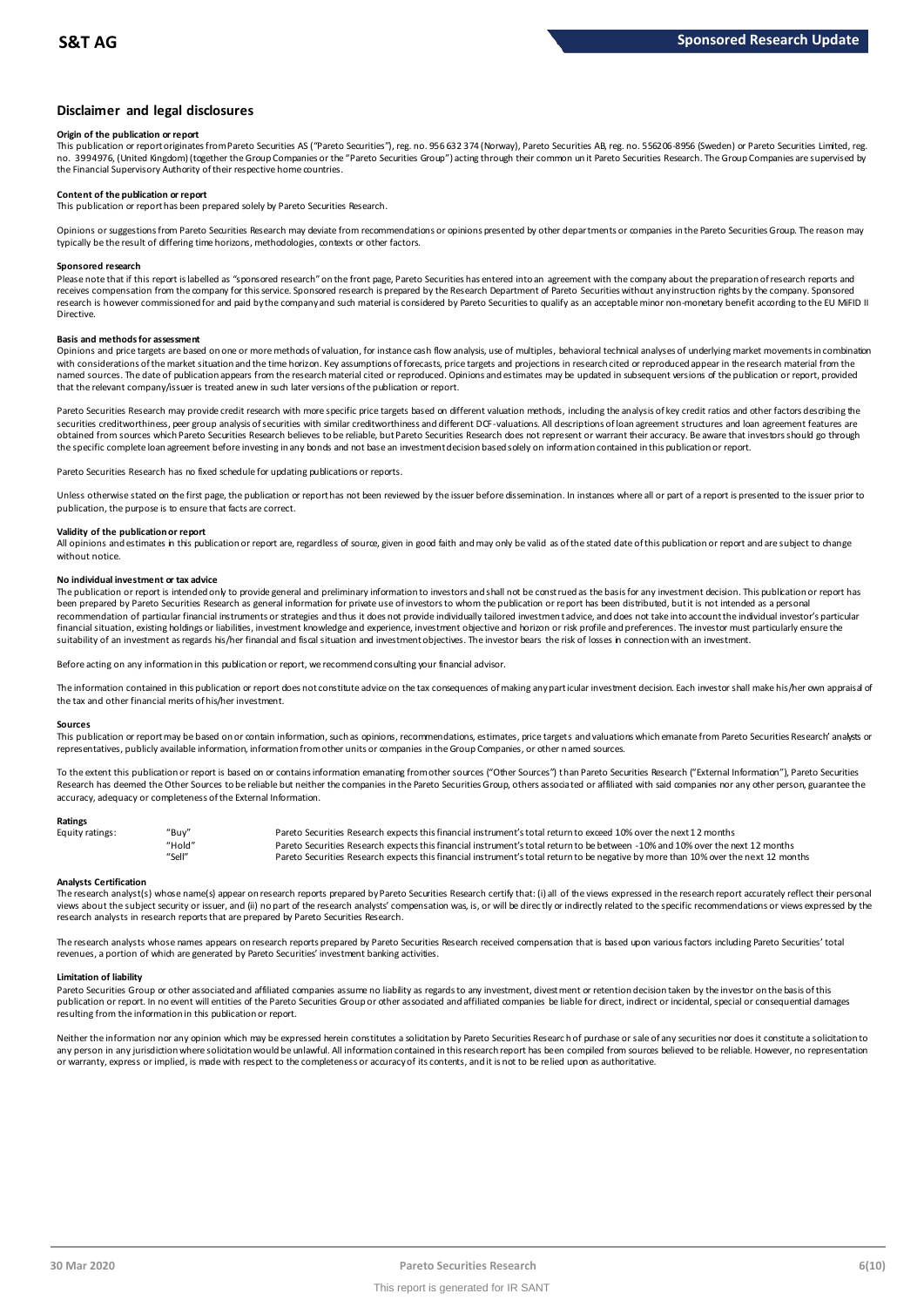## Disclaimer and legal disclosures

**Origin of the publication or report**

This publication or report originates from Pareto Securities AS ("Pareto Securities"), reg. no. 956 632 374 (Norway), Pareto Securities AB, reg. no. 556206-8956 (Sweden) or Pareto Securities Limited, reg. no. 3994976, (United Kingdom) (together the Group Companies or the "Pareto Securities Group") acting through their common unit Pareto Securities Research. The Group Companies are supervised by the Financial Supervisory Authority of their respective home countries.

**Content of the publication or report**

This publication or report has been prepared solely by Pareto Securities Research.

Opinions or suggestions from Pareto Securities Research may deviate from recommendations or opinions presented by other departments or companies in the Pareto Securities Group. The reason may typically be the result of differing time horizons, methodologies, contexts or other factors.

**Sponsored research**

Please note that if this report is labelled as "sponsored research" on the front page, Pareto Securities has entered into an agreement with the company about the preparation of research reports and receives compensation from the company for this service. Sponsored research is prepared by the Research Department of Pareto Securities without any instruction rights by the company. Sponsored research is however commissioned for and paid by the company and such material is considered by Pareto Securities to qualify as an acceptable minor non-monetary benefit according to the EU MiFID II Directive.

**Basis and methods for assessment**

Opinions and price targets are based on one or more methods of valuation, for instance cash flow analysis, use of multiples, behavioral technical analyses of underlying market movements in combination with considerations of the market situation and the time horizon. Key assumptions of forecasts, price targets and projections in research cited or reproduced appear in the research material from the named sources. The date of publication appears from the research material cited or reproduced. Opinions and estimates may be updated in subsequent versions of the publication or report, provided that the relevant company/issuer is treated anew in such later versions of the publication or report.

Pareto Securities Research may provide credit research with more specific price targets based on different valuation methods, including the analysis of key credit ratios and other factors describing the securities creditworthiness, peer group analysis of securities with similar creditworthiness and different DCF-valuations. All descriptions of loan agreement structures and loan agreement features are obtained from sources which Pareto Securities Research believes to be reliable, but Pareto Securities Research does not represent or warrant their accuracy. Be aware that investors should go through the specific complete loan agreement before investing in any bonds and not base an investment decision based solely on information contained in this publication or report.

Pareto Securities Research has no fixed schedule for updating publications or reports.

Unless otherwise stated on the first page, the publication or report has not been reviewed by the issuer before dissemination. In instances where all or part of a report is presented to the issuer prior to publication, the purpose is to ensure that facts are correct.

**Validity of the publication or report**

All opinions and estimates in this publication or report are, regardless of source, given in good faith and may only be valid as of the stated date of this publication or report and are subject to change without notice.

**No individual investment or tax advice**

The publication or report is intended only to provide general and preliminary information to investors and shall not be construed as the basis for any investment decision. This publication or report has been prepared by Pareto Securities Research as general information for private use of investors to whom the publication or report has been distributed, but it is not intended as a personal recommendation of particular financial instruments or strategies and thus it does not provide individually tailored investment advice, and does not take into account the individual investor's particular financial situation, existing holdings or liabilities, investment knowledge and experience, investment objective and horizon or risk profile and preferences. The investor must particularly ensure the suitability of an investment as regards his/her financial and fiscal situation and investment objectives. The investor bears the risk of losses in connection with an investment.

Before acting on any information in this publication or report, we recommend consulting your financial advisor.

The information contained in this publication or report does not constitute advice on the tax consequences of making any particular investment decision. Each investor shall make his/her own appraisal of the tax and other financial merits of his/her investment.

**Sources**

This publication or report may be based on or contain information, such as opinions, recommendations, estimates, price targets and valuations which emanate from Pareto Securities Research' analysts or representatives, publicly available information, information from other units or companies in the Group Companies, or other named sources.

To the extent this publication or report is based on or contains information emanating from other sources ("Other Sources") than Pareto Securities Research ("External Information"), Pareto Securities Research has deemed the Other Sources to be reliable but neither the companies in the Pareto Securities Group, others associated or affiliated with said companies nor any other person, guarantee the accuracy, adequacy or completeness of the External Information.

**Ratings**

| Equity ratings: | "Buy" | Pareto Securities Research expects this financial instrument's total return to exceed 10% over the next 12 months |
|---|---|---|
| | "Hold" | Pareto Securities Research expects this financial instrument's total return to be between -10% and 10% over the next 12 months |
| | "Sell" | Pareto Securities Research expects this financial instrument's total return to be negative by more than 10% over the next 12 months |

**Analysts Certification**

The research analyst(s) whose name(s) appear on research reports prepared by Pareto Securities Research certify that: (i) all of the views expressed in the research report accurately reflect their personal views about the subject security or issuer, and (ii) no part of the research analysts' compensation was, is, or will be directly or indirectly related to the specific recommendations or views expressed by the research analysts in research reports that are prepared by Pareto Securities Research.

The research analysts whose names appears on research reports prepared by Pareto Securities Research received compensation that is based upon various factors including Pareto Securities' total revenues, a portion of which are generated by Pareto Securities' investment banking activities.

**Limitation of liability**

Pareto Securities Group or other associated and affiliated companies assume no liability as regards to any investment, divestment or retention decision taken by the investor on the basis of this publication or report. In no event will entities of the Pareto Securities Group or other associated and affiliated companies be liable for direct, indirect or incidental, special or consequential damages resulting from the information in this publication or report.

Neither the information nor any opinion which may be expressed herein constitutes a solicitation by Pareto Securities Research of purchase or sale of any securities nor does it constitute a solicitation to any person in any jurisdiction where solicitation would be unlawful. All information contained in this research report has been compiled from sources believed to be reliable. However, no representation or warranty, express or implied, is made with respect to the completeness or accuracy of its contents, and it is not to be relied upon as authoritative.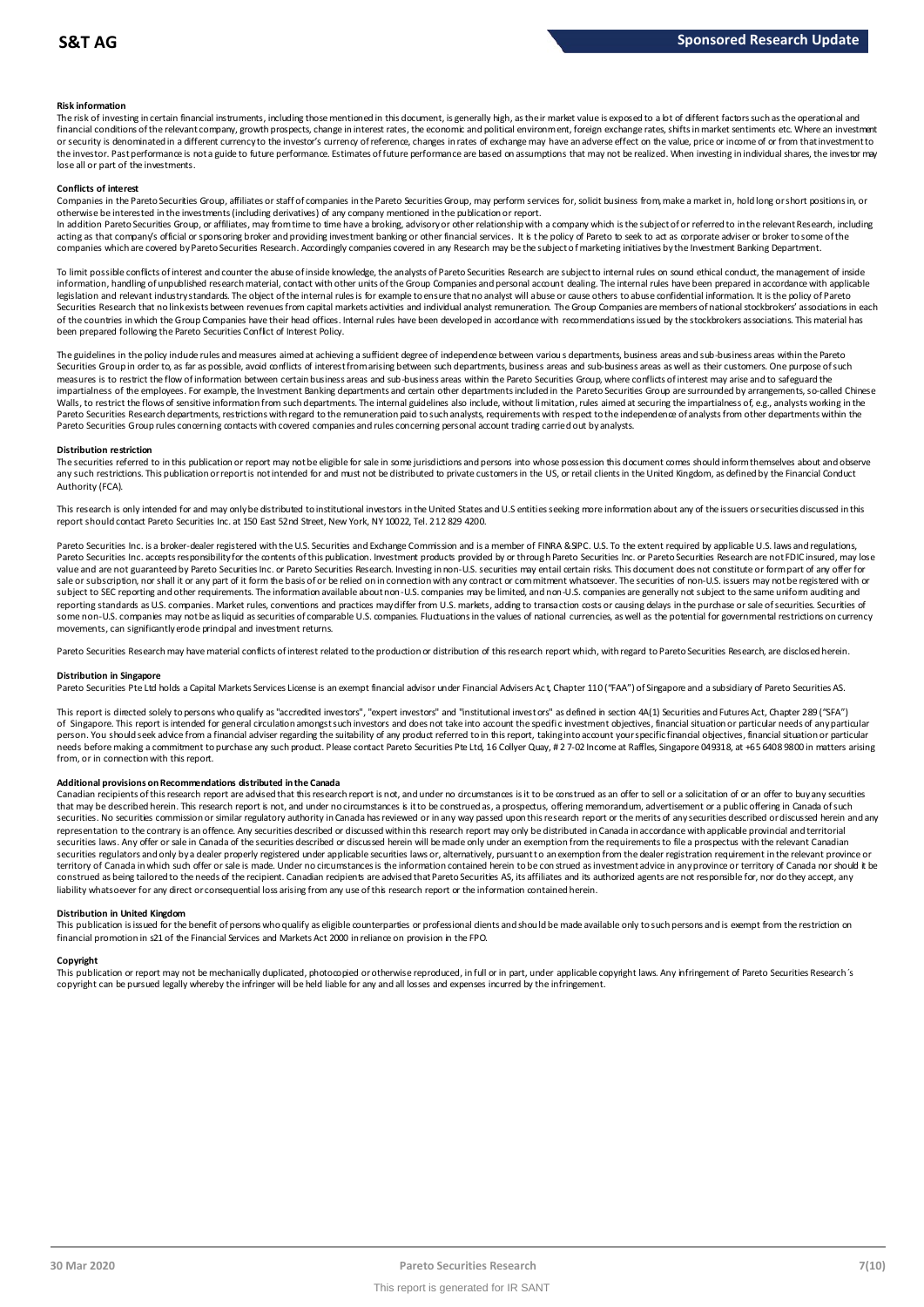**Risk information**

The risk of investing in certain financial instruments, including those mentioned in this document, is generally high, as their market value is exposed to a lot of different factors such as the operational and financial conditions of the relevant company, growth prospects, change in interest rates, the economic and political environment, foreign exchange rates, shifts in market sentiments etc. Where an investment or security is denominated in a different currency to the investor's currency of reference, changes in rates of exchange may have an adverse effect on the value, price or income of or from that investment to the investor. Past performance is not a guide to future performance. Estimates of future performance are based on assumptions that may not be realized. When investing in individual shares, the investor may lose all or part of the investments.

**Conflicts of interest**

Companies in the Pareto Securities Group, affiliates or staff of companies in the Pareto Securities Group, may perform services for, solicit business from, make a market in, hold long or short positions in, or otherwise be interested in the investments (including derivatives) of any company mentioned in the publication or report.

In addition Pareto Securities Group, or affiliates, may from time to time have a broking, advisory or other relationship with a company which is the subject of or referred to in the relevant Research, including acting as that company's official or sponsoring broker and providing investment banking or other financial services. It is the policy of Pareto to seek to act as corporate adviser or broker to some of the companies which are covered by Pareto Securities Research. Accordingly companies covered in any Research may be the subject of marketing initiatives by the Investment Banking Department.

To limit possible conflicts of interest and counter the abuse of inside knowledge, the analysts of Pareto Securities Research are subject to internal rules on sound ethical conduct, the management of inside information, handling of unpublished research material, contact with other units of the Group Companies and personal account dealing. The internal rules have been prepared in accordance with applicable legislation and relevant industry standards. The object of the internal rules is for example to ensure that no analyst will abuse or cause others to abuse confidential information. It is the policy of Pareto Securities Research that no link exists between revenues from capital markets activities and individual analyst remuneration. The Group Companies are members of national stockbrokers' associations in each of the countries in which the Group Companies have their head offices. Internal rules have been developed in accordance with recommendations issued by the stockbrokers associations. This material has been prepared following the Pareto Securities Conflict of Interest Policy.

The guidelines in the policy include rules and measures aimed at achieving a sufficient degree of independence between various departments, business areas and sub-business areas within the Pareto Securities Group in order to, as far as possible, avoid conflicts of interest from arising between such departments, business areas and sub-business areas as well as their customers. One purpose of such measures is to restrict the flow of information between certain business areas and sub-business areas within the Pareto Securities Group, where conflicts of interest may arise and to safeguard the impartialness of the employees. For example, the Investment Banking departments and certain other departments included in the Pareto Securities Group are surrounded by arrangements, so-called Chinese Walls, to restrict the flows of sensitive information from such departments. The internal guidelines also include, without limitation, rules aimed at securing the impartialness of, e.g., analysts working in the Pareto Securities Research departments, restrictions with regard to the remuneration paid to such analysts, requirements with respect to the independence of analysts from other departments within the Pareto Securities Group rules concerning contacts with covered companies and rules concerning personal account trading carried out by analysts.

**Distribution restriction**

The securities referred to in this publication or report may not be eligible for sale in some jurisdictions and persons into whose possession this document comes should inform themselves about and observe any such restrictions. This publication or report is not intended for and must not be distributed to private customers in the US, or retail clients in the United Kingdom, as defined by the Financial Conduct Authority (FCA).

This research is only intended for and may only be distributed to institutional investors in the United States and U.S entities seeking more information about any of the issuers or securities discussed in this report should contact Pareto Securities Inc. at 150 East 52nd Street, New York, NY 10022, Tel. 212 829 4200.

Pareto Securities Inc. is a broker-dealer registered with the U.S. Securities and Exchange Commission and is a member of FINRA & SIPC. U.S. To the extent required by applicable U.S. laws and regulations, Pareto Securities Inc. accepts responsibility for the contents of this publication. Investment products provided by or through Pareto Securities Inc. or Pareto Securities Research are not FDIC insured, may lose value and are not guaranteed by Pareto Securities Inc. or Pareto Securities Research. Investing in non-U.S. securities may entail certain risks. This document does not constitute or form part of any offer for sale or subscription, nor shall it or any part of it form the basis of or be relied on in connection with any contract or commitment whatsoever. The securities of non-U.S. issuers may not be registered with or subject to SEC reporting and other requirements. The information available about non-U.S. companies may be limited, and non-U.S. companies are generally not subject to the same uniform auditing and reporting standards as U.S. companies. Market rules, conventions and practices may differ from U.S. markets, adding to transaction costs or causing delays in the purchase or sale of securities. Securities of some non-U.S. companies may not be as liquid as securities of comparable U.S. companies. Fluctuations in the values of national currencies, as well as the potential for governmental restrictions on currency movements, can significantly erode principal and investment returns.

Pareto Securities Research may have material conflicts of interest related to the production or distribution of this research report which, with regard to Pareto Securities Research, are disclosed herein.

**Distribution in Singapore**

Pareto Securities Pte Ltd holds a Capital Markets Services License is an exempt financial advisor under Financial Advisers Act, Chapter 110 ("FAA") of Singapore and a subsidiary of Pareto Securities AS.

This report is directed solely to persons who qualify as "accredited investors", "expert investors" and "institutional investors" as defined in section 4A(1) Securities and Futures Act, Chapter 289 ("SFA") of Singapore. This report is intended for general circulation amongst such investors and does not take into account the specific investment objectives, financial situation or particular needs of any particular person. You should seek advice from a financial adviser regarding the suitability of any product referred to in this report, taking into account your specific financial objectives, financial situation or particular needs before making a commitment to purchase any such product. Please contact Pareto Securities Pte Ltd, 16 Collyer Quay, # 27-02 Income at Raffles, Singapore 049318, at +65 6408 9800 in matters arising from, or in connection with this report.

**Additional provisions on Recommendations distributed in the Canada**

Canadian recipients of this research report are advised that this research report is not, and under no circumstances is it to be construed as an offer to sell or a solicitation of or an offer to buy any securities that may be described herein. This research report is not, and under no circumstances is it to be construed as, a prospectus, offering memorandum, advertisement or a public offering in Canada of such securities. No securities commission or similar regulatory authority in Canada has reviewed or in any way passed upon this research report or the merits of any securities described or discussed herein and any representation to the contrary is an offence. Any securities described or discussed within this research report may only be distributed in Canada in accordance with applicable provincial and territorial securities laws. Any offer or sale in Canada of the securities described or discussed herein will be made only under an exemption from the requirements to file a prospectus with the relevant Canadian securities regulators and only by a dealer properly registered under applicable securities laws or, alternatively, pursuant to an exemption from the dealer registration requirement in the relevant province or territory of Canada in which such offer or sale is made. Under no circumstances is the information contained herein to be construed as investment advice in any province or territory of Canada nor should it be construed as being tailored to the needs of the recipient. Canadian recipients are advised that Pareto Securities AS, its affiliates and its authorized agents are not responsible for, nor do they accept, any liability whatsoever for any direct or consequential loss arising from any use of this research report or the information contained herein.

**Distribution in United Kingdom**

This publication is issued for the benefit of persons who qualify as eligible counterparties or professional clients and should be made available only to such persons and is exempt from the restriction on financial promotion in s21 of the Financial Services and Markets Act 2000 in reliance on provision in the FPO.

**Copyright**

This publication or report may not be mechanically duplicated, photocopied or otherwise reproduced, in full or in part, under applicable copyright laws. Any infringement of Pareto Securities Research´s copyright can be pursued legally whereby the infringer will be held liable for any and all losses and expenses incurred by the infringement.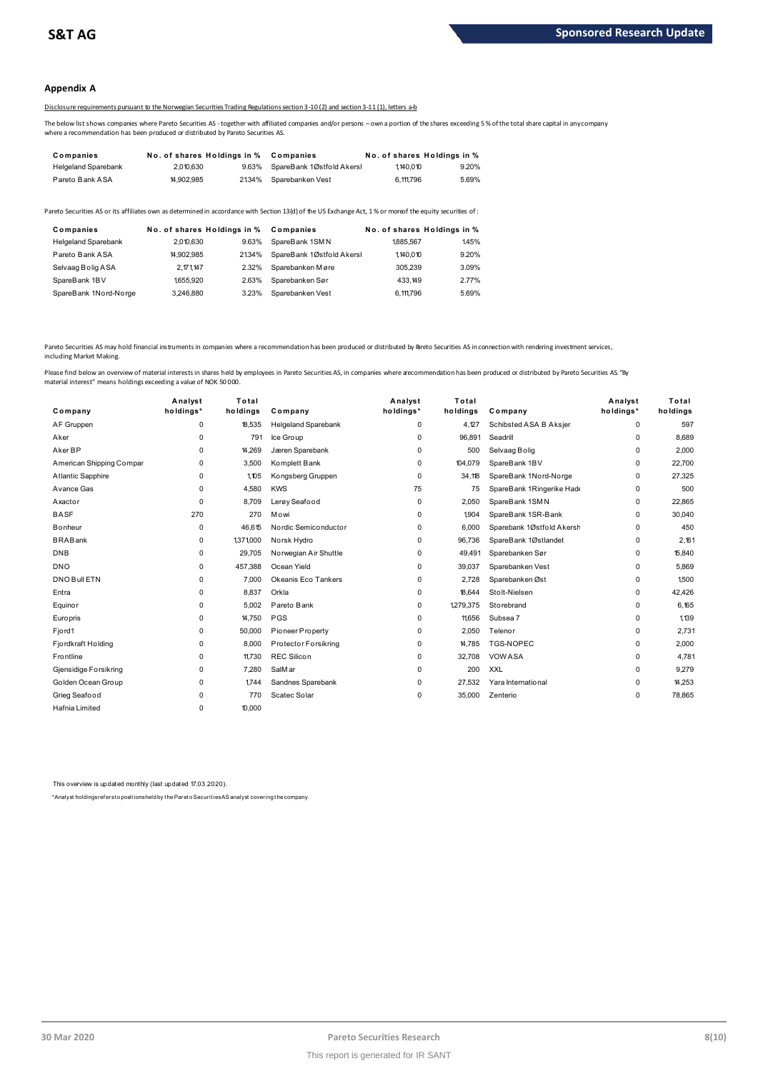## Appendix A

Disclosure requirements pursuant to the Norwegian Securities Trading Regulations section 3-10 (2) and section 3-11 (1), letters a-b

The below list shows companies where Pareto Securities AS - together with affiliated companies and/or persons – own a portion of the shares exceeding 5 % of the total share capital in any company where a recommendation has been produced or distributed by Pareto Securities AS.

| Companies | No. of shares | Holdings in % | Companies | No. of shares | Holdings in % |
|---|---|---|---|---|---|
| Helgeland Sparebank | 2,010,630 | 9.63% | SpareBank 1Østfold Akersl | 1,140,010 | 9.20% |
| Pareto Bank ASA | 14,902,985 | 21.34% | Sparebanken Vest | 6,111,796 | 5.69% |

Pareto Securities AS or its affiliates own as determined in accordance with Section 13(d) of the US Exchange Act, 1 % or more of the equity securities of :

| Companies | No. of shares | Holdings in % | Companies | No. of shares | Holdings in % |
|---|---|---|---|---|---|
| Helgeland Sparebank | 2,010,630 | 9.63% | SpareBank 1SMN | 1,885,567 | 1.45% |
| Pareto Bank ASA | 14,902,985 | 21.34% | SpareBank 1Østfold Akersl | 1,140,010 | 9.20% |
| Selvaag Bolig ASA | 2,171,147 | 2.32% | Sparebanken Møre | 305,239 | 3.09% |
| SpareBank 1BV | 1,655,920 | 2.63% | Sparebanken Sør | 433,149 | 2.77% |
| SpareBank 1Nord-Norge | 3,246,880 | 3.23% | Sparebanken Vest | 6,111,796 | 5.69% |

Pareto Securities AS may hold financial instruments in companies where a recommendation has been produced or distributed by Pareto Securities AS in connection with rendering investment services, including Market Making.

Please find below an overview of material interests in shares held by employees in Pareto Securities AS, in companies where a recommendation has been produced or distributed by Pareto Securities AS. "By material interest" means holdings exceeding a value of NOK 50 000.

| Company | Analyst holdings* | Total holdings | Company | Analyst holdings* | Total holdings | Company | Analyst holdings* | Total holdings |
|---|---|---|---|---|---|---|---|---|
| AF Gruppen | 0 | 18,535 | Helgeland Sparebank | 0 | 4,127 | Schibsted ASA B Aksjer | 0 | 597 |
| Aker | 0 | 791 | Ice Group | 0 | 96,891 | Seadrill | 0 | 8,689 |
| Aker BP | 0 | 14,269 | Jæren Sparebank | 0 | 500 | Selvaag Bolig | 0 | 2,000 |
| American Shipping Compar | 0 | 3,500 | Komplett Bank | 0 | 104,079 | SpareBank 1BV | 0 | 22,700 |
| Atlantic Sapphire | 0 | 1,105 | Kongsberg Gruppen | 0 | 34,118 | SpareBank 1Nord-Norge | 0 | 27,325 |
| Avance Gas | 0 | 4,580 | KWS | 75 | 75 | SpareBank 1Ringerike Hade | 0 | 500 |
| Axactor | 0 | 8,709 | Lerøy Seafood | 0 | 2,050 | SpareBank 1SMN | 0 | 22,865 |
| BASF | 270 | 270 | Mowi | 0 | 1,904 | SpareBank 1SR-Bank | 0 | 30,040 |
| Bonheur | 0 | 46,615 | Nordic Semiconductor | 0 | 6,000 | Sparebank 1Østfold Akersh | 0 | 450 |
| BRABank | 0 | 1,371,000 | Norsk Hydro | 0 | 96,736 | SpareBank 1Østlandet | 0 | 2,161 |
| DNB | 0 | 29,705 | Norwegian Air Shuttle | 0 | 49,491 | Sparebanken Sør | 0 | 15,840 |
| DNO | 0 | 457,388 | Ocean Yield | 0 | 39,037 | Sparebanken Vest | 0 | 5,869 |
| DNO Bull ETN | 0 | 7,000 | Okeanis Eco Tankers | 0 | 2,728 | Sparebanken Øst | 0 | 1,500 |
| Entra | 0 | 8,837 | Orkla | 0 | 18,644 | Stolt-Nielsen | 0 | 42,426 |
| Equinor | 0 | 5,002 | Pareto Bank | 0 | 1,279,375 | Storebrand | 0 | 6,165 |
| Europris | 0 | 14,750 | PGS | 0 | 11,656 | Subsea 7 | 0 | 1,139 |
| Fjord1 | 0 | 50,000 | Pioneer Property | 0 | 2,050 | Telenor | 0 | 2,731 |
| Fjordkraft Holding | 0 | 8,000 | Protector Forsikring | 0 | 14,785 | TGS-NOPEC | 0 | 2,000 |
| Frontline | 0 | 11,730 | REC Silicon | 0 | 32,708 | VOW ASA | 0 | 4,781 |
| Gjensidige Forsikring | 0 | 7,280 | SalMar | 0 | 200 | XXL | 0 | 9,279 |
| Golden Ocean Group | 0 | 1,744 | Sandnes Sparebank | 0 | 27,532 | Yara International | 0 | 14,253 |
| Grieg Seafood | 0 | 770 | Scatec Solar | 0 | 35,000 | Zenterio | 0 | 78,865 |
| Hafnia Limited | 0 | 10,000 | | | | | | |

This overview is updated monthly (last updated 17.03.2020).

*Analyst holdings refers to positions held by the Pareto Securities AS analyst covering the company.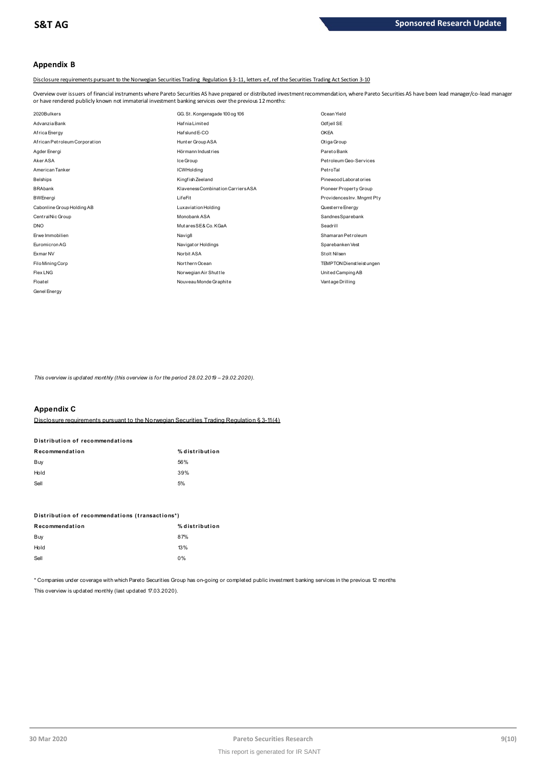## Appendix B

Disclosure requirements pursuant to the Norwegian Securities Trading Regulation § 3-11, letters e-f, ref the Securities Trading Act Section 3-10

Overview over issuers of financial instruments where Pareto Securities AS have prepared or distributed investment recommendation, where Pareto Securities AS have been lead manager/co-lead manager or have rendered publicly known not immaterial investment banking services over the previous 12 months:

2020Bulkers
Advanzia Bank
Africa Energy
African Petroleum Corporation
Agder Energi
Aker ASA
American Tanker
Belships
BRAbank
BWEnergi
Cabonline Group Holding AB
CentralNic Group
DNO
Erwe Immobilien
Euromicron AG
Exmar NV
Filo Mining Corp
Flex LNG
Floatel
Genel Energy
GG. St. Kongensgade 100 og 106
Hafnia Limited
Hafslund E-CO
Hunter Group ASA
Hörmann Industries
Ice Group
ICWHolding
Kingfish Zeeland
Klaveness Combination Carriers ASA
LifeFit
Luxaviation Holding
Monobank ASA
Mutares SE & Co. KGaA
Navig8
Navigator Holdings
Norbit ASA
Northern Ocean
Norwegian Air Shuttle
Nouveau Monde Graphite
Ocean Yield
Odfjell SE
OKEA
Otiga Group
Pareto Bank
Petroleum Geo-Services
PetroTal
Pinewood Laboratories
Pioneer Property Group
Providences Inv. Mngmt Pty
Questerre Energy
Sandnes Sparebank
Seadrill
Shamaran Petroleum
Sparebanken Vest
Stolt Nilsen
TEMPTON Dienstleistungen
United Camping AB
Vantage Drilling

*This overview is updated monthly (this overview is for the period 28.02.2019 – 29.02.2020).*

## Appendix C

Disclosure requirements pursuant to the Norwegian Securities Trading Regulation § 3-11(4)

**Distribution of recommendations**

| Recommendation | % distribution |
|---|---|
| Buy | 56% |
| Hold | 39% |
| Sell | 5% |

**Distribution of recommendations (transactions\*)**

| Recommendation | % distribution |
|---|---|
| Buy | 87% |
| Hold | 13% |
| Sell | 0% |

\* Companies under coverage with which Pareto Securities Group has on-going or completed public investment banking services in the previous 12 months

This overview is updated monthly (last updated 17.03.2020).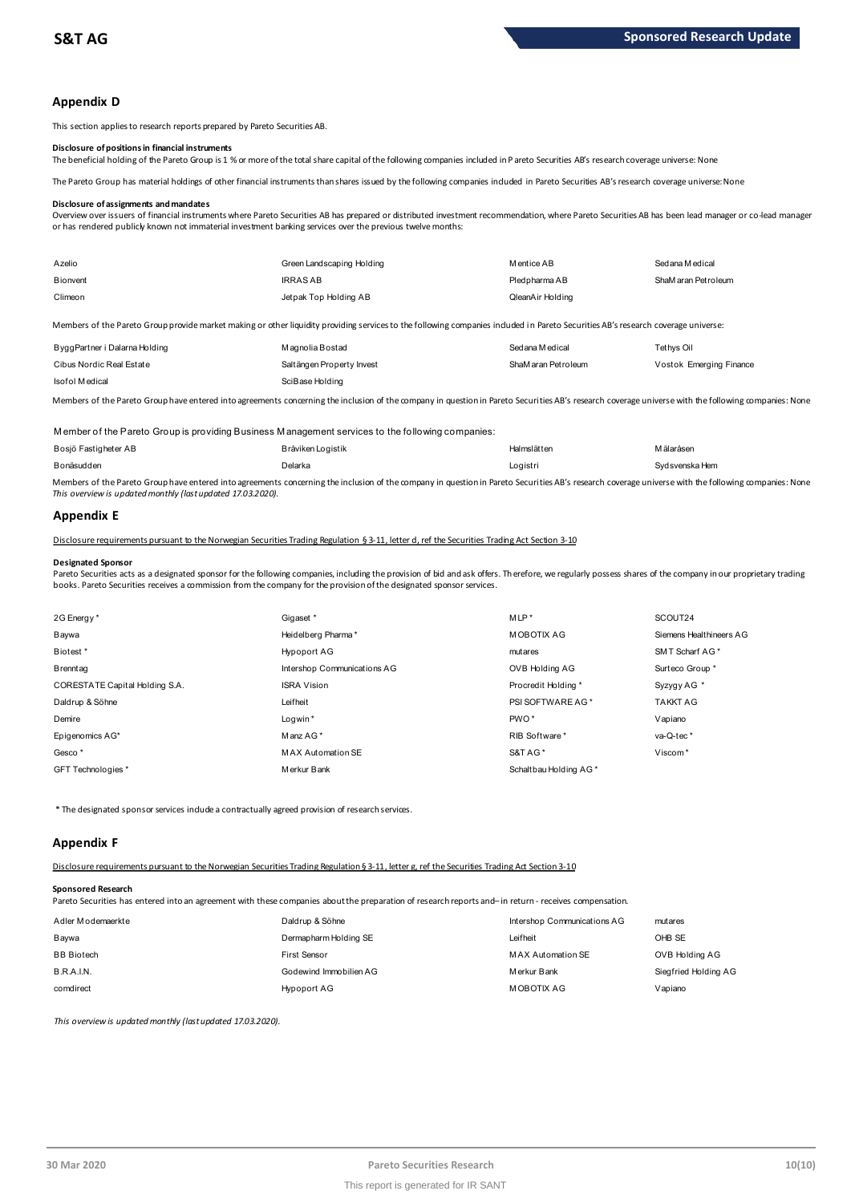## Appendix D

This section applies to research reports prepared by Pareto Securities AB.

**Disclosure of positions in financial instruments**

The beneficial holding of the Pareto Group is 1 % or more of the total share capital of the following companies included in Pareto Securities AB's research coverage universe: None

The Pareto Group has material holdings of other financial instruments than shares issued by the following companies included in Pareto Securities AB's research coverage universe: None

**Disclosure of assignments and mandates**

Overview over issuers of financial instruments where Pareto Securities AB has prepared or distributed investment recommendation, where Pareto Securities AB has been lead manager or co-lead manager or has rendered publicly known not immaterial investment banking services over the previous twelve months:

| | | | |
|---|---|---|---|
| Azelio | Green Landscaping Holding | Mentice AB | Sedana Medical |
| Bionvent | IRRAS AB | Pledpharma AB | ShaMaran Petroleum |
| Climeon | Jetpak Top Holding AB | QleanAir Holding | |

Members of the Pareto Group provide market making or other liquidity providing services to the following companies included in Pareto Securities AB's research coverage universe:

| | | | |
|---|---|---|---|
| ByggPartner i Dalarna Holding | Magnolia Bostad | Sedana Medical | Tethys Oil |
| Cibus Nordic Real Estate | Saltängen Property Invest | ShaMaran Petroleum | Vostok Emerging Finance |
| Isofol Medical | SciBase Holding | | |

Members of the Pareto Group have entered into agreements concerning the inclusion of the company in question in Pareto Securities AB's research coverage universe with the following companies: None

Member of the Pareto Group is providing Business Management services to the following companies:

| | | | |
|---|---|---|---|
| Bosjö Fastigheter AB | Bråviken Logistik | Halmslätten | Mälaråsen |
| Bonäsudden | Delarka | Logistri | Sydsvenska Hem |

Members of the Pareto Group have entered into agreements concerning the inclusion of the company in question in Pareto Securities AB's research coverage universe with the following companies: None

*This overview is updated monthly (last updated 17.03.2020).*

## Appendix E

Disclosure requirements pursuant to the Norwegian Securities Trading Regulation § 3-11, letter d, ref the Securities Trading Act Section 3-10

**Designated Sponsor**

Pareto Securities acts as a designated sponsor for the following companies, including the provision of bid and ask offers. Therefore, we regularly possess shares of the company in our proprietary trading books. Pareto Securities receives a commission from the company for the provision of the designated sponsor services.

| | | | |
|---|---|---|---|
| 2G Energy * | Gigaset * | MLP * | SCOUT24 |
| Baywa | Heidelberg Pharma * | MOBOTIX AG | Siemens Healthineers AG |
| Biotest * | Hypoport AG | mutares | SMT Scharf AG * |
| Brenntag | Intershop Communications AG | OVB Holding AG | Surteco Group * |
| CORESTATE Capital Holding S.A. | ISRA Vision | Procredit Holding * | Syzygy AG * |
| Daldrup & Söhne | Leifheit | PSI SOFTWARE AG * | TAKKT AG |
| Demire | Logwin * | PWO * | Vapiano |
| Epigenomics AG* | Manz AG * | RIB Software * | va-Q-tec * |
| Gesco * | MAX Automation SE | S&T AG * | Viscom * |
| GFT Technologies * | Merkur Bank | Schaltbau Holding AG * | |

\* The designated sponsor services include a contractually agreed provision of research services.

## Appendix F

Disclosure requirements pursuant to the Norwegian Securities Trading Regulation § 3-11, letter g, ref the Securities Trading Act Section 3-10

**Sponsored Research**

Pareto Securities has entered into an agreement with these companies about the preparation of research reports and– in return - receives compensation.

| | | | |
|---|---|---|---|
| Adler Modemaerkte | Daldrup & Söhne | Intershop Communications AG | mutares |
| Baywa | Dermapharm Holding SE | Leifheit | OHB SE |
| BB Biotech | First Sensor | MAX Automation SE | OVB Holding AG |
| B.R.A.I.N. | Godewind Immobilien AG | Merkur Bank | Siegfried Holding AG |
| comdirect | Hypoport AG | MOBOTIX AG | Vapiano |

*This overview is updated monthly (last updated 17.03.2020).*